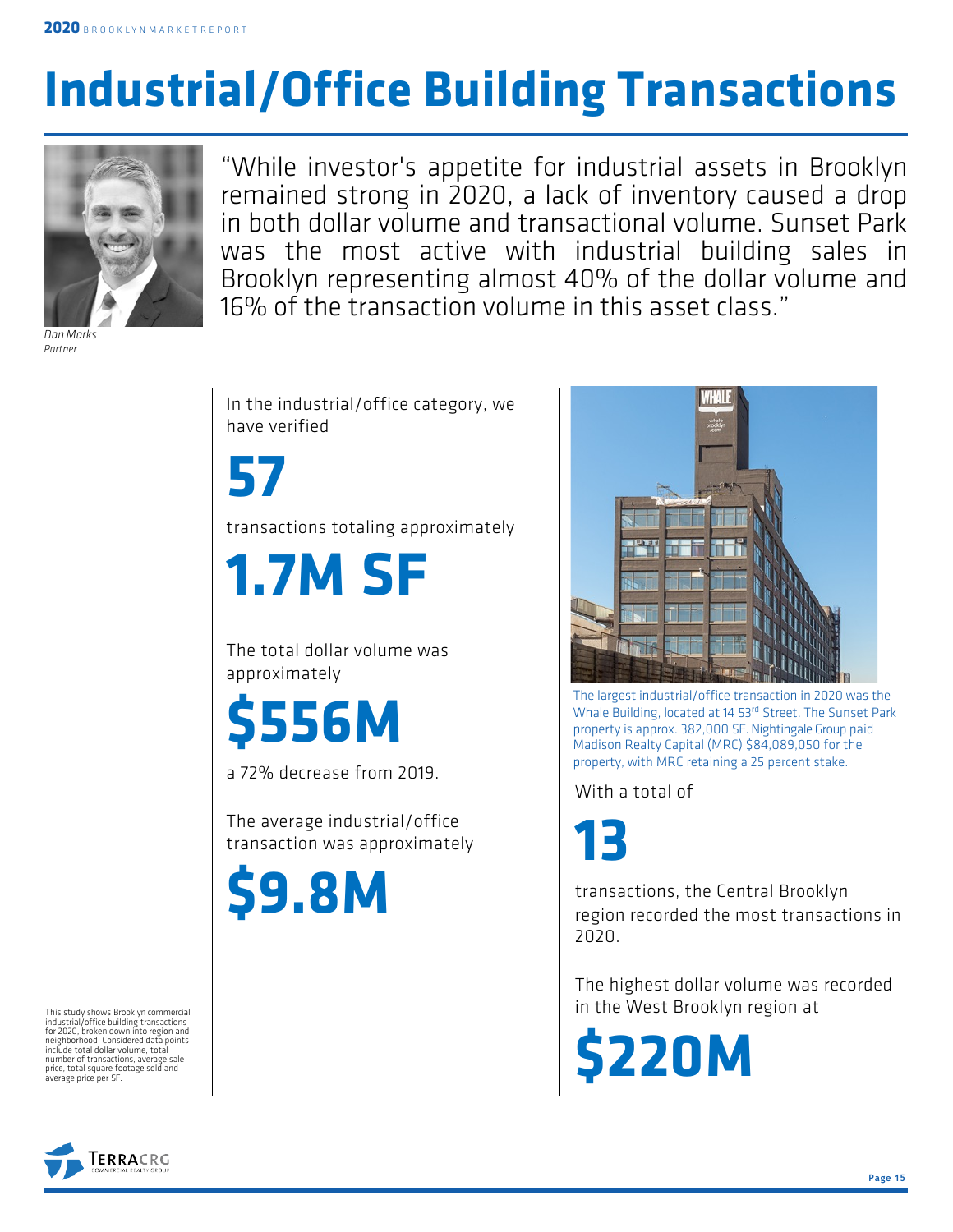# Industrial/Office Building Transactions

"While investor's appetite for industrial assets in Brooklyn remained strong in 2020, a lack of inventory caused a drop in both dollar volume and transactional volume. Sunset Park was the most active with industrial building sales in Brooklyn representing almost 40% of the dollar volume and 16% of the transaction volume in this asset class."

*Dan Marks*
*Partner*

This study shows Brooklyn commercial industrial/office building transactions for 2020, broken down into region and neighborhood. Considered data points include total dollar volume, total number of transactions, average sale price, total square footage sold and average price per SF.

In the industrial/office category, we have verified

**57**

transactions totaling approximately

**1.7M SF**

The total dollar volume was approximately

**$556M**

a 72% decrease from 2019.

The average industrial/office transaction was approximately

**$9.8M**

The largest industrial/office transaction in 2020 was the Whale Building, located at 14 53rd Street. The Sunset Park property is approx. 382,000 SF. Nightingale Group paid Madison Realty Capital (MRC) $84,089,050 for the property, with MRC retaining a 25 percent stake.

With a total of

**13**

transactions, the Central Brooklyn region recorded the most transactions in 2020.

The highest dollar volume was recorded in the West Brooklyn region at

**$220M**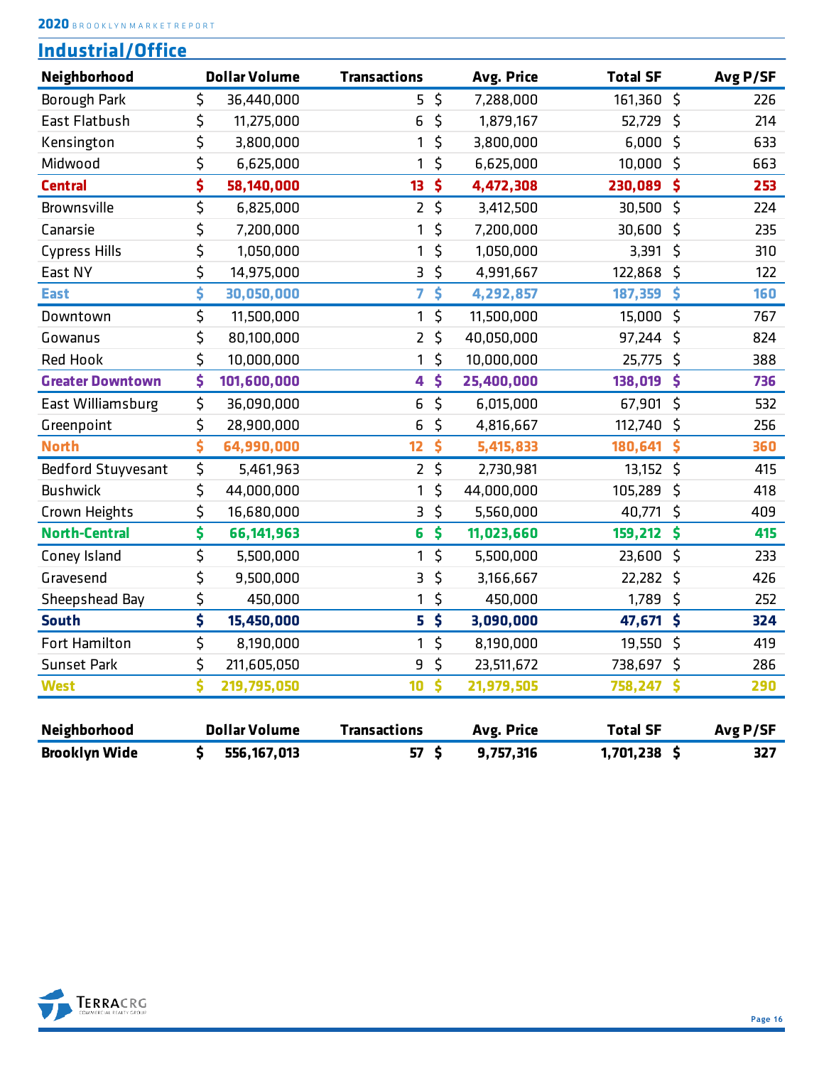## Industrial/Office

| Neighborhood | Dollar Volume | Transactions | Avg. Price | Total SF | Avg P/SF |
|---|---|---|---|---|---|
| Borough Park | $ 36,440,000 | 5 | $ 7,288,000 | 161,360 | $ 226 |
| East Flatbush | $ 11,275,000 | 6 | $ 1,879,167 | 52,729 | $ 214 |
| Kensington | $ 3,800,000 | 1 | $ 3,800,000 | 6,000 | $ 633 |
| Midwood | $ 6,625,000 | 1 | $ 6,625,000 | 10,000 | $ 663 |
| **Central** | **$ 58,140,000** | **13** | **$ 4,472,308** | **230,089** | **$ 253** |
| Brownsville | $ 6,825,000 | 2 | $ 3,412,500 | 30,500 | $ 224 |
| Canarsie | $ 7,200,000 | 1 | $ 7,200,000 | 30,600 | $ 235 |
| Cypress Hills | $ 1,050,000 | 1 | $ 1,050,000 | 3,391 | $ 310 |
| East NY | $ 14,975,000 | 3 | $ 4,991,667 | 122,868 | $ 122 |
| **East** | **$ 30,050,000** | **7** | **$ 4,292,857** | **187,359** | **$ 160** |
| Downtown | $ 11,500,000 | 1 | $ 11,500,000 | 15,000 | $ 767 |
| Gowanus | $ 80,100,000 | 2 | $ 40,050,000 | 97,244 | $ 824 |
| Red Hook | $ 10,000,000 | 1 | $ 10,000,000 | 25,775 | $ 388 |
| **Greater Downtown** | **$ 101,600,000** | **4** | **$ 25,400,000** | **138,019** | **$ 736** |
| East Williamsburg | $ 36,090,000 | 6 | $ 6,015,000 | 67,901 | $ 532 |
| Greenpoint | $ 28,900,000 | 6 | $ 4,816,667 | 112,740 | $ 256 |
| **North** | **$ 64,990,000** | **12** | **$ 5,415,833** | **180,641** | **$ 360** |
| Bedford Stuyvesant | $ 5,461,963 | 2 | $ 2,730,981 | 13,152 | $ 415 |
| Bushwick | $ 44,000,000 | 1 | $ 44,000,000 | 105,289 | $ 418 |
| Crown Heights | $ 16,680,000 | 3 | $ 5,560,000 | 40,771 | $ 409 |
| **North-Central** | **$ 66,141,963** | **6** | **$ 11,023,660** | **159,212** | **$ 415** |
| Coney Island | $ 5,500,000 | 1 | $ 5,500,000 | 23,600 | $ 233 |
| Gravesend | $ 9,500,000 | 3 | $ 3,166,667 | 22,282 | $ 426 |
| Sheepshead Bay | $ 450,000 | 1 | $ 450,000 | 1,789 | $ 252 |
| **South** | **$ 15,450,000** | **5** | **$ 3,090,000** | **47,671** | **$ 324** |
| Fort Hamilton | $ 8,190,000 | 1 | $ 8,190,000 | 19,550 | $ 419 |
| Sunset Park | $ 211,605,050 | 9 | $ 23,511,672 | 738,697 | $ 286 |
| **West** | **$ 219,795,050** | **10** | **$ 21,979,505** | **758,247** | **$ 290** |

| Neighborhood | Dollar Volume | Transactions | Avg. Price | Total SF | Avg P/SF |
|---|---|---|---|---|---|
| **Brooklyn Wide** | **$ 556,167,013** | **57** | **$ 9,757,316** | **1,701,238** | **$ 327** |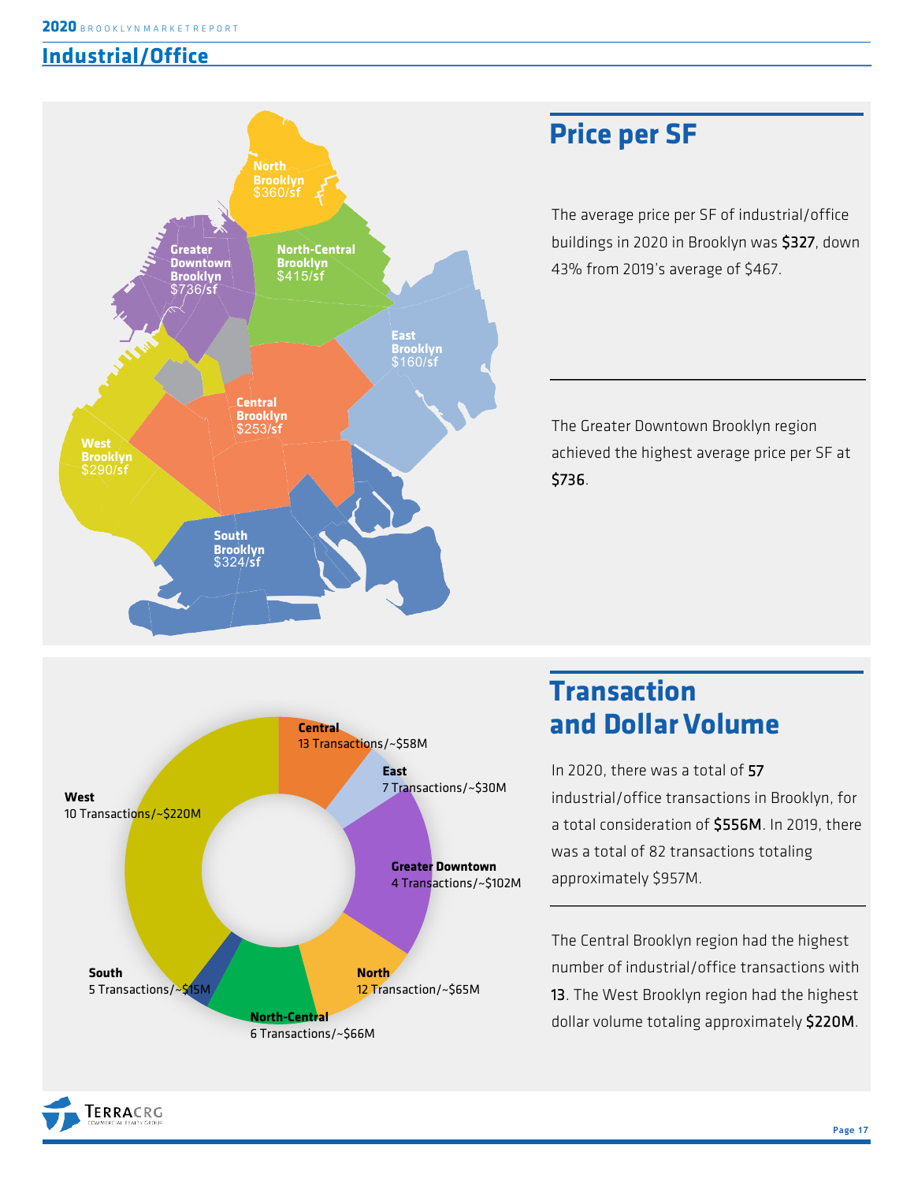## Industrial/Office

North Brooklyn $360/sf

North-Central Brooklyn $415/sf

Greater Downtown Brooklyn $736/sf

East Brooklyn $160/sf

Central Brooklyn $253/sf

West Brooklyn $290/sf

South Brooklyn $324/sf

## Price per SF

The average price per SF of industrial/office buildings in 2020 in Brooklyn was **$327**, down 43% from 2019's average of $467.

The Greater Downtown Brooklyn region achieved the highest average price per SF at **$736**.

**Central**
13 Transactions/~$58M

**East**
7 Transactions/~$30M

**West**
10 Transactions/~$220M

**Greater Downtown**
4 Transactions/~$102M

**South**
5 Transactions/~$15M

**North**
12 Transaction/~$65M

**North-Central**
6 Transactions/~$66M

## Transaction and Dollar Volume

In 2020, there was a total of **57** industrial/office transactions in Brooklyn, for a total consideration of **$556M**. In 2019, there was a total of 82 transactions totaling approximately $957M.

The Central Brooklyn region had the highest number of industrial/office transactions with **13**. The West Brooklyn region had the highest dollar volume totaling approximately **$220M**.